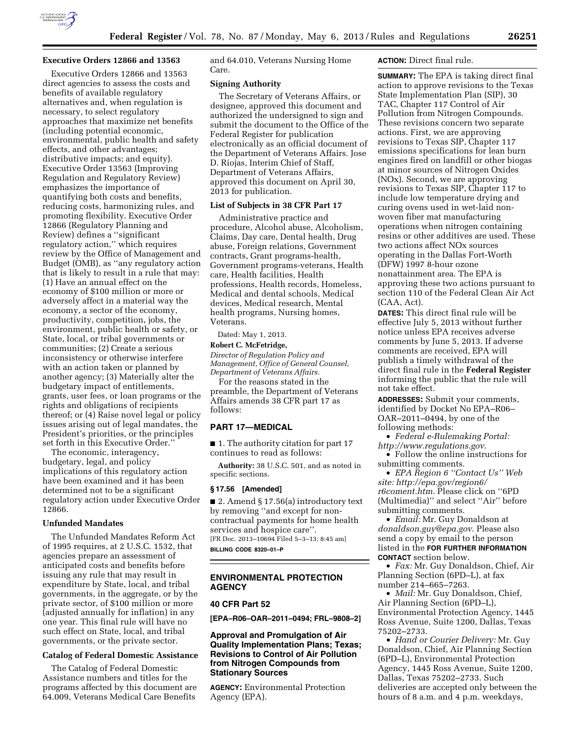### Executive Orders 12866 and 13563

Executive Orders 12866 and 13563 direct agencies to assess the costs and benefits of available regulatory alternatives and, when regulation is necessary, to select regulatory approaches that maximize net benefits (including potential economic, environmental, public health and safety effects, and other advantages; distributive impacts; and equity). Executive Order 13563 (Improving Regulation and Regulatory Review) emphasizes the importance of quantifying both costs and benefits, reducing costs, harmonizing rules, and promoting flexibility. Executive Order 12866 (Regulatory Planning and Review) defines a ''significant regulatory action,'' which requires review by the Office of Management and Budget (OMB), as ''any regulatory action that is likely to result in a rule that may: (1) Have an annual effect on the economy of $100 million or more or adversely affect in a material way the economy, a sector of the economy, productivity, competition, jobs, the environment, public health or safety, or State, local, or tribal governments or communities; (2) Create a serious inconsistency or otherwise interfere with an action taken or planned by another agency; (3) Materially alter the budgetary impact of entitlements, grants, user fees, or loan programs or the rights and obligations of recipients thereof; or (4) Raise novel legal or policy issues arising out of legal mandates, the President's priorities, or the principles set forth in this Executive Order.''

The economic, interagency, budgetary, legal, and policy implications of this regulatory action have been examined and it has been determined not to be a significant regulatory action under Executive Order 12866.

### Unfunded Mandates

The Unfunded Mandates Reform Act of 1995 requires, at 2 U.S.C. 1532, that agencies prepare an assessment of anticipated costs and benefits before issuing any rule that may result in expenditure by State, local, and tribal governments, in the aggregate, or by the private sector, of $100 million or more (adjusted annually for inflation) in any one year. This final rule will have no such effect on State, local, and tribal governments, or the private sector.

### Catalog of Federal Domestic Assistance

The Catalog of Federal Domestic Assistance numbers and titles for the programs affected by this document are 64.009, Veterans Medical Care Benefits and 64.010, Veterans Nursing Home Care.

### Signing Authority

The Secretary of Veterans Affairs, or designee, approved this document and authorized the undersigned to sign and submit the document to the Office of the Federal Register for publication electronically as an official document of the Department of Veterans Affairs. Jose D. Riojas, Interim Chief of Staff, Department of Veterans Affairs, approved this document on April 30, 2013 for publication.

### List of Subjects in 38 CFR Part 17

Administrative practice and procedure, Alcohol abuse, Alcoholism, Claims, Day care, Dental health, Drug abuse, Foreign relations, Government contracts, Grant programs-health, Government programs-veterans, Health care, Health facilities, Health professions, Health records, Homeless, Medical and dental schools, Medical devices, Medical research, Mental health programs, Nursing homes, Veterans.

Dated: May 1, 2013.

**Robert C. McFetridge,**

*Director of Regulation Policy and Management, Office of General Counsel, Department of Veterans Affairs.*

For the reasons stated in the preamble, the Department of Veterans Affairs amends 38 CFR part 17 as follows:

## PART 17—MEDICAL

■ 1. The authority citation for part 17 continues to read as follows:

**Authority:** 38 U.S.C. 501, and as noted in specific sections.

**§ 17.56 [Amended]**

■ 2. Amend § 17.56(a) introductory text by removing ''and except for non-contractual payments for home health services and hospice care''.

[FR Doc. 2013–10694 Filed 5–3–13; 8:45 am]

**BILLING CODE 8320–01–P**

## ENVIRONMENTAL PROTECTION AGENCY

## 40 CFR Part 52

**[EPA–R06–OAR–2011–0494; FRL–9808–2]**

## Approval and Promulgation of Air Quality Implementation Plans; Texas; Revisions to Control of Air Pollution from Nitrogen Compounds from Stationary Sources

**AGENCY:** Environmental Protection Agency (EPA).

**ACTION:** Direct final rule.

**SUMMARY:** The EPA is taking direct final action to approve revisions to the Texas State Implementation Plan (SIP), 30 TAC, Chapter 117 Control of Air Pollution from Nitrogen Compounds. These revisions concern two separate actions. First, we are approving revisions to Texas SIP, Chapter 117 emissions specifications for lean burn engines fired on landfill or other biogas at minor sources of Nitrogen Oxides (NOx). Second, we are approving revisions to Texas SIP, Chapter 117 to include low temperature drying and curing ovens used in wet-laid non-woven fiber mat manufacturing operations when nitrogen containing resins or other additives are used. These two actions affect NOx sources operating in the Dallas Fort-Worth (DFW) 1997 8-hour ozone nonattainment area. The EPA is approving these two actions pursuant to section 110 of the Federal Clean Air Act (CAA, Act).

**DATES:** This direct final rule will be effective July 5, 2013 without further notice unless EPA receives adverse comments by June 5, 2013. If adverse comments are received, EPA will publish a timely withdrawal of the direct final rule in the **Federal Register** informing the public that the rule will not take effect.

**ADDRESSES:** Submit your comments, identified by Docket No EPA–R06–OAR–2011–0494, by one of the following methods:

- *Federal e-Rulemaking Portal: http://www.regulations.gov.*
- Follow the online instructions for submitting comments.
- *EPA Region 6 ''Contact Us'' Web site: http://epa.gov/region6/r6coment.htm.* Please click on ''6PD (Multimedia)'' and select ''Air'' before submitting comments.
- *Email:* Mr. Guy Donaldson at *donaldson.guy@epa.gov*. Please also send a copy by email to the person listed in the **FOR FURTHER INFORMATION CONTACT** section below.
- *Fax:* Mr. Guy Donaldson, Chief, Air Planning Section (6PD–L), at fax number 214–665–7263.
- *Mail:* Mr. Guy Donaldson, Chief, Air Planning Section (6PD–L), Environmental Protection Agency, 1445 Ross Avenue, Suite 1200, Dallas, Texas 75202–2733.
- *Hand or Courier Delivery:* Mr. Guy Donaldson, Chief, Air Planning Section (6PD–L), Environmental Protection Agency, 1445 Ross Avenue, Suite 1200, Dallas, Texas 75202–2733. Such deliveries are accepted only between the hours of 8 a.m. and 4 p.m. weekdays,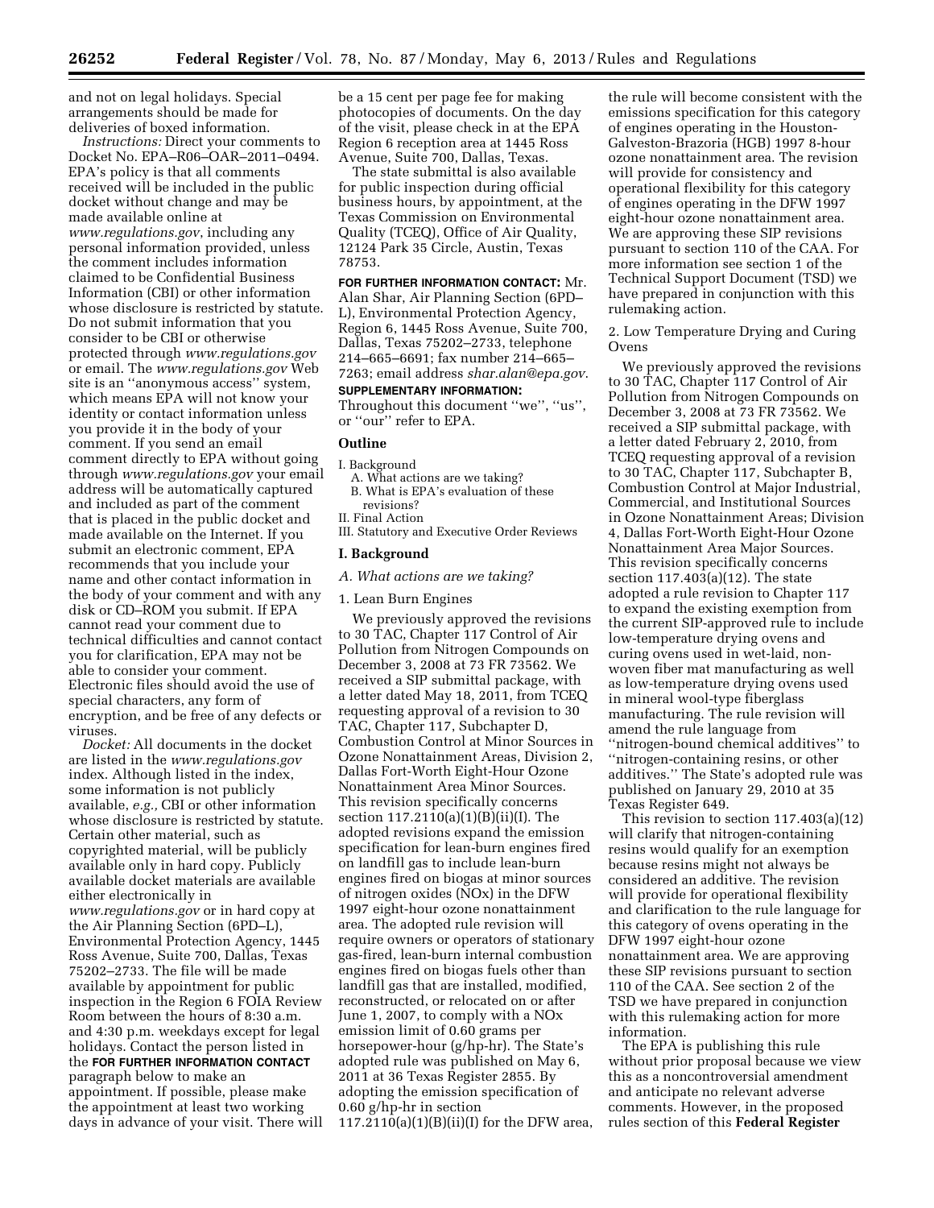and not on legal holidays. Special arrangements should be made for deliveries of boxed information.

*Instructions:* Direct your comments to Docket No. EPA–R06–OAR–2011–0494. EPA's policy is that all comments received will be included in the public docket without change and may be made available online at *www.regulations.gov*, including any personal information provided, unless the comment includes information claimed to be Confidential Business Information (CBI) or other information whose disclosure is restricted by statute. Do not submit information that you consider to be CBI or otherwise protected through *www.regulations.gov* or email. The *www.regulations.gov* Web site is an ''anonymous access'' system, which means EPA will not know your identity or contact information unless you provide it in the body of your comment. If you send an email comment directly to EPA without going through *www.regulations.gov* your email address will be automatically captured and included as part of the comment that is placed in the public docket and made available on the Internet. If you submit an electronic comment, EPA recommends that you include your name and other contact information in the body of your comment and with any disk or CD–ROM you submit. If EPA cannot read your comment due to technical difficulties and cannot contact you for clarification, EPA may not be able to consider your comment. Electronic files should avoid the use of special characters, any form of encryption, and be free of any defects or viruses.

*Docket:* All documents in the docket are listed in the *www.regulations.gov* index. Although listed in the index, some information is not publicly available, *e.g.,* CBI or other information whose disclosure is restricted by statute. Certain other material, such as copyrighted material, will be publicly available only in hard copy. Publicly available docket materials are available either electronically in *www.regulations.gov* or in hard copy at the Air Planning Section (6PD–L), Environmental Protection Agency, 1445 Ross Avenue, Suite 700, Dallas, Texas 75202–2733. The file will be made available by appointment for public inspection in the Region 6 FOIA Review Room between the hours of 8:30 a.m. and 4:30 p.m. weekdays except for legal holidays. Contact the person listed in the **FOR FURTHER INFORMATION CONTACT** paragraph below to make an appointment. If possible, please make the appointment at least two working days in advance of your visit. There will be a 15 cent per page fee for making photocopies of documents. On the day of the visit, please check in at the EPA Region 6 reception area at 1445 Ross Avenue, Suite 700, Dallas, Texas.

The state submittal is also available for public inspection during official business hours, by appointment, at the Texas Commission on Environmental Quality (TCEQ), Office of Air Quality, 12124 Park 35 Circle, Austin, Texas 78753.

**FOR FURTHER INFORMATION CONTACT:** Mr. Alan Shar, Air Planning Section (6PD–L), Environmental Protection Agency, Region 6, 1445 Ross Avenue, Suite 700, Dallas, Texas 75202–2733, telephone 214–665–6691; fax number 214–665–7263; email address *shar.alan@epa.gov*.

**SUPPLEMENTARY INFORMATION:** Throughout this document ''we'', ''us'', or ''our'' refer to EPA.

## Outline

I. Background
  A. What actions are we taking?
  B. What is EPA's evaluation of these revisions?
II. Final Action
III. Statutory and Executive Order Reviews

## I. Background

### *A. What actions are we taking?*

1. Lean Burn Engines

We previously approved the revisions to 30 TAC, Chapter 117 Control of Air Pollution from Nitrogen Compounds on December 3, 2008 at 73 FR 73562. We received a SIP submittal package, with a letter dated May 18, 2011, from TCEQ requesting approval of a revision to 30 TAC, Chapter 117, Subchapter D, Combustion Control at Minor Sources in Ozone Nonattainment Areas, Division 2, Dallas Fort-Worth Eight-Hour Ozone Nonattainment Area Minor Sources. This revision specifically concerns section 117.2110(a)(1)(B)(ii)(I). The adopted revisions expand the emission specification for lean-burn engines fired on landfill gas to include lean-burn engines fired on biogas at minor sources of nitrogen oxides (NOx) in the DFW 1997 eight-hour ozone nonattainment area. The adopted rule revision will require owners or operators of stationary gas-fired, lean-burn internal combustion engines fired on biogas fuels other than landfill gas that are installed, modified, reconstructed, or relocated on or after June 1, 2007, to comply with a NOx emission limit of 0.60 grams per horsepower-hour (g/hp-hr). The State's adopted rule was published on May 6, 2011 at 36 Texas Register 2855. By adopting the emission specification of 0.60 g/hp-hr in section 117.2110(a)(1)(B)(ii)(I) for the DFW area, the rule will become consistent with the emissions specification for this category of engines operating in the Houston-Galveston-Brazoria (HGB) 1997 8-hour ozone nonattainment area. The revision will provide for consistency and operational flexibility for this category of engines operating in the DFW 1997 eight-hour ozone nonattainment area. We are approving these SIP revisions pursuant to section 110 of the CAA. For more information see section 1 of the Technical Support Document (TSD) we have prepared in conjunction with this rulemaking action.

2. Low Temperature Drying and Curing Ovens

We previously approved the revisions to 30 TAC, Chapter 117 Control of Air Pollution from Nitrogen Compounds on December 3, 2008 at 73 FR 73562. We received a SIP submittal package, with a letter dated February 2, 2010, from TCEQ requesting approval of a revision to 30 TAC, Chapter 117, Subchapter B, Combustion Control at Major Industrial, Commercial, and Institutional Sources in Ozone Nonattainment Areas; Division 4, Dallas Fort-Worth Eight-Hour Ozone Nonattainment Area Major Sources. This revision specifically concerns section 117.403(a)(12). The state adopted a rule revision to Chapter 117 to expand the existing exemption from the current SIP-approved rule to include low-temperature drying ovens and curing ovens used in wet-laid, non-woven fiber mat manufacturing as well as low-temperature drying ovens used in mineral wool-type fiberglass manufacturing. The rule revision will amend the rule language from ''nitrogen-bound chemical additives'' to ''nitrogen-containing resins, or other additives.'' The State's adopted rule was published on January 29, 2010 at 35 Texas Register 649.

This revision to section 117.403(a)(12) will clarify that nitrogen-containing resins would qualify for an exemption because resins might not always be considered an additive. The revision will provide for operational flexibility and clarification to the rule language for this category of ovens operating in the DFW 1997 eight-hour ozone nonattainment area. We are approving these SIP revisions pursuant to section 110 of the CAA. See section 2 of the TSD we have prepared in conjunction with this rulemaking action for more information.

The EPA is publishing this rule without prior proposal because we view this as a noncontroversial amendment and anticipate no relevant adverse comments. However, in the proposed rules section of this **Federal Register**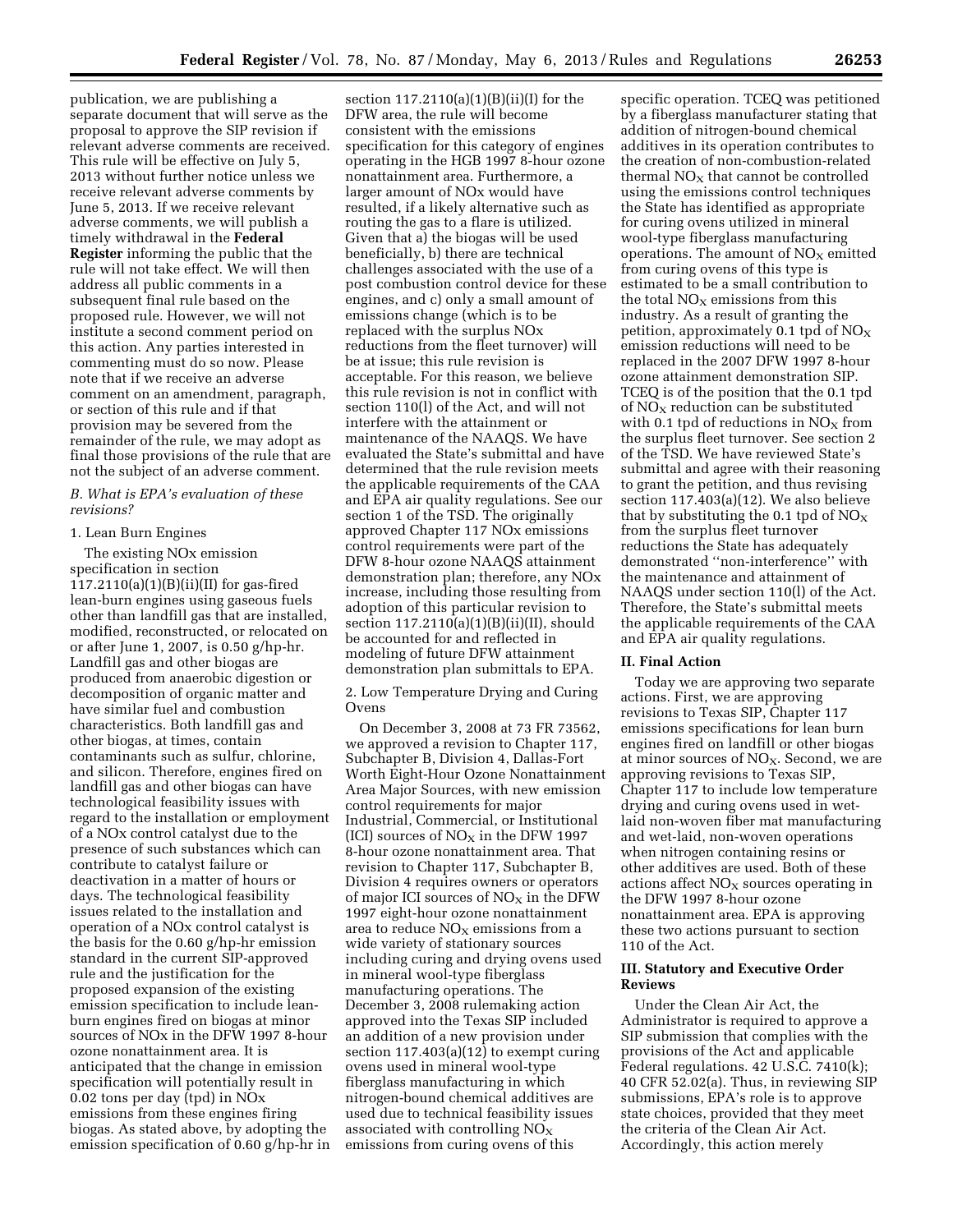publication, we are publishing a separate document that will serve as the proposal to approve the SIP revision if relevant adverse comments are received. This rule will be effective on July 5, 2013 without further notice unless we receive relevant adverse comments by June 5, 2013. If we receive relevant adverse comments, we will publish a timely withdrawal in the **Federal Register** informing the public that the rule will not take effect. We will then address all public comments in a subsequent final rule based on the proposed rule. However, we will not institute a second comment period on this action. Any parties interested in commenting must do so now. Please note that if we receive an adverse comment on an amendment, paragraph, or section of this rule and if that provision may be severed from the remainder of the rule, we may adopt as final those provisions of the rule that are not the subject of an adverse comment.

*B. What is EPA's evaluation of these revisions?*

1. Lean Burn Engines

The existing NOx emission specification in section 117.2110(a)(1)(B)(ii)(II) for gas-fired lean-burn engines using gaseous fuels other than landfill gas that are installed, modified, reconstructed, or relocated on or after June 1, 2007, is 0.50 g/hp-hr. Landfill gas and other biogas are produced from anaerobic digestion or decomposition of organic matter and have similar fuel and combustion characteristics. Both landfill gas and other biogas, at times, contain contaminants such as sulfur, chlorine, and silicon. Therefore, engines fired on landfill gas and other biogas can have technological feasibility issues with regard to the installation or employment of a NOx control catalyst due to the presence of such substances which can contribute to catalyst failure or deactivation in a matter of hours or days. The technological feasibility issues related to the installation and operation of a NOx control catalyst is the basis for the 0.60 g/hp-hr emission standard in the current SIP-approved rule and the justification for the proposed expansion of the existing emission specification to include lean-burn engines fired on biogas at minor sources of NOx in the DFW 1997 8-hour ozone nonattainment area. It is anticipated that the change in emission specification will potentially result in 0.02 tons per day (tpd) in NOx emissions from these engines firing biogas. As stated above, by adopting the emission specification of 0.60 g/hp-hr in section 117.2110(a)(1)(B)(ii)(I) for the DFW area, the rule will become consistent with the emissions specification for this category of engines operating in the HGB 1997 8-hour ozone nonattainment area. Furthermore, a larger amount of NOx would have resulted, if a likely alternative such as routing the gas to a flare is utilized. Given that a) the biogas will be used beneficially, b) there are technical challenges associated with the use of a post combustion control device for these engines, and c) only a small amount of emissions change (which is to be replaced with the surplus NOx reductions from the fleet turnover) will be at issue; this rule revision is acceptable. For this reason, we believe this rule revision is not in conflict with section 110(l) of the Act, and will not interfere with the attainment or maintenance of the NAAQS. We have evaluated the State's submittal and have determined that the rule revision meets the applicable requirements of the CAA and EPA air quality regulations. See our section 1 of the TSD. The originally approved Chapter 117 NOx emissions control requirements were part of the DFW 8-hour ozone NAAQS attainment demonstration plan; therefore, any NOx increase, including those resulting from adoption of this particular revision to section 117.2110(a)(1)(B)(ii)(II), should be accounted for and reflected in modeling of future DFW attainment demonstration plan submittals to EPA.

2. Low Temperature Drying and Curing Ovens

On December 3, 2008 at 73 FR 73562, we approved a revision to Chapter 117, Subchapter B, Division 4, Dallas-Fort Worth Eight-Hour Ozone Nonattainment Area Major Sources, with new emission control requirements for major Industrial, Commercial, or Institutional (ICI) sources of $NO_X$ in the DFW 1997 8-hour ozone nonattainment area. That revision to Chapter 117, Subchapter B, Division 4 requires owners or operators of major ICI sources of $NO_X$ in the DFW 1997 eight-hour ozone nonattainment area to reduce $NO_X$ emissions from a wide variety of stationary sources including curing and drying ovens used in mineral wool-type fiberglass manufacturing operations. The December 3, 2008 rulemaking action approved into the Texas SIP included an addition of a new provision under section 117.403(a)(12) to exempt curing ovens used in mineral wool-type fiberglass manufacturing in which nitrogen-bound chemical additives are used due to technical feasibility issues associated with controlling $NO_X$ emissions from curing ovens of this specific operation. TCEQ was petitioned by a fiberglass manufacturer stating that addition of nitrogen-bound chemical additives in its operation contributes to the creation of non-combustion-related thermal $NO_X$ that cannot be controlled using the emissions control techniques the State has identified as appropriate for curing ovens utilized in mineral wool-type fiberglass manufacturing operations. The amount of $NO_X$ emitted from curing ovens of this type is estimated to be a small contribution to the total $NO_X$ emissions from this industry. As a result of granting the petition, approximately 0.1 tpd of $NO_X$ emission reductions will need to be replaced in the 2007 DFW 1997 8-hour ozone attainment demonstration SIP. TCEQ is of the position that the 0.1 tpd of $NO_X$ reduction can be substituted with 0.1 tpd of reductions in $NO_X$ from the surplus fleet turnover. See section 2 of the TSD. We have reviewed State's submittal and agree with their reasoning to grant the petition, and thus revising section 117.403(a)(12). We also believe that by substituting the 0.1 tpd of $NO_X$ from the surplus fleet turnover reductions the State has adequately demonstrated "non-interference" with the maintenance and attainment of NAAQS under section 110(l) of the Act. Therefore, the State's submittal meets the applicable requirements of the CAA and EPA air quality regulations.

## II. Final Action

Today we are approving two separate actions. First, we are approving revisions to Texas SIP, Chapter 117 emissions specifications for lean burn engines fired on landfill or other biogas at minor sources of $NO_X$. Second, we are approving revisions to Texas SIP, Chapter 117 to include low temperature drying and curing ovens used in wet-laid non-woven fiber mat manufacturing and wet-laid, non-woven operations when nitrogen containing resins or other additives are used. Both of these actions affect $NO_X$ sources operating in the DFW 1997 8-hour ozone nonattainment area. EPA is approving these two actions pursuant to section 110 of the Act.

## III. Statutory and Executive Order Reviews

Under the Clean Air Act, the Administrator is required to approve a SIP submission that complies with the provisions of the Act and applicable Federal regulations. 42 U.S.C. 7410(k); 40 CFR 52.02(a). Thus, in reviewing SIP submissions, EPA's role is to approve state choices, provided that they meet the criteria of the Clean Air Act. Accordingly, this action merely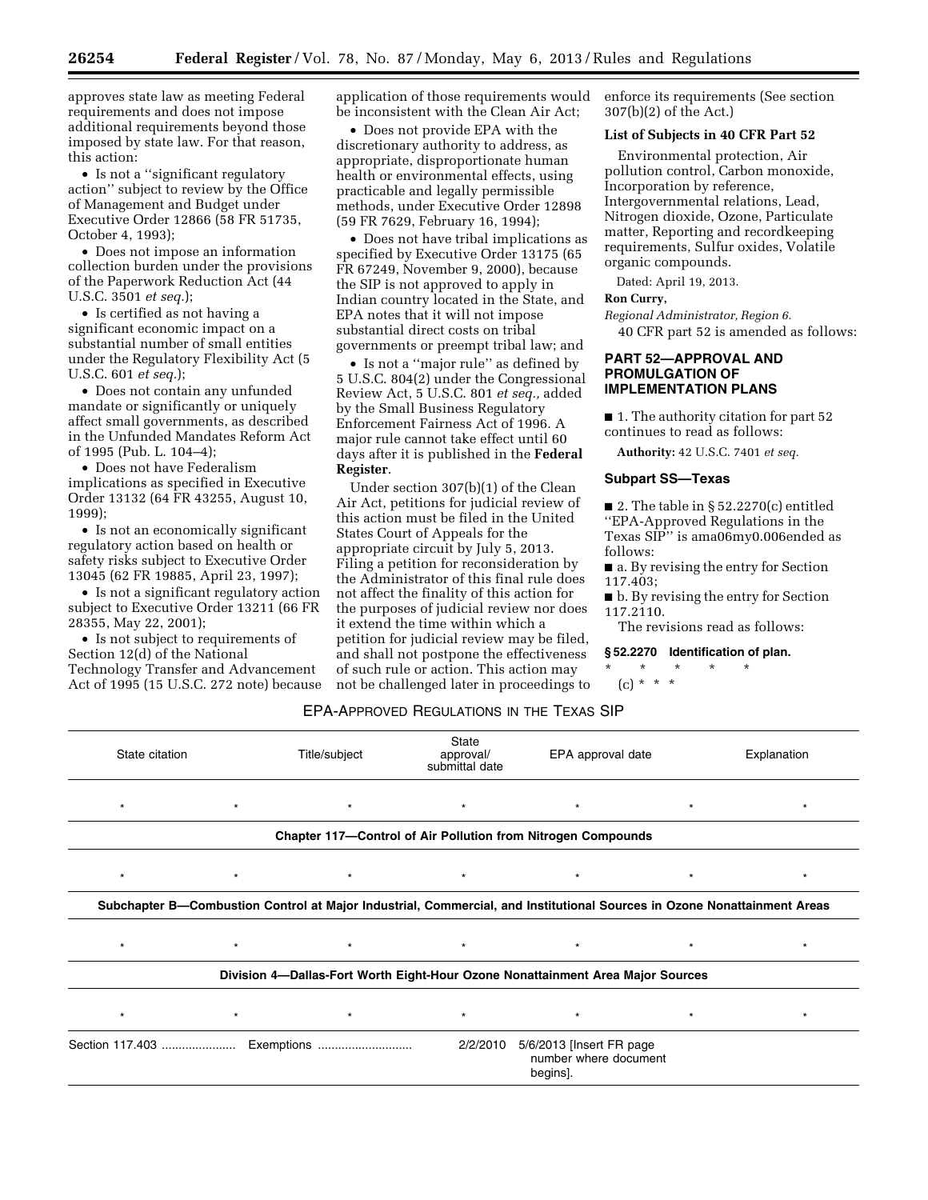approves state law as meeting Federal requirements and does not impose additional requirements beyond those imposed by state law. For that reason, this action:

- Is not a ''significant regulatory action'' subject to review by the Office of Management and Budget under Executive Order 12866 (58 FR 51735, October 4, 1993);
- Does not impose an information collection burden under the provisions of the Paperwork Reduction Act (44 U.S.C. 3501 *et seq.*);
- Is certified as not having a significant economic impact on a substantial number of small entities under the Regulatory Flexibility Act (5 U.S.C. 601 *et seq.*);
- Does not contain any unfunded mandate or significantly or uniquely affect small governments, as described in the Unfunded Mandates Reform Act of 1995 (Pub. L. 104–4);
- Does not have Federalism implications as specified in Executive Order 13132 (64 FR 43255, August 10, 1999);
- Is not an economically significant regulatory action based on health or safety risks subject to Executive Order 13045 (62 FR 19885, April 23, 1997);
- Is not a significant regulatory action subject to Executive Order 13211 (66 FR 28355, May 22, 2001);
- Is not subject to requirements of Section 12(d) of the National Technology Transfer and Advancement Act of 1995 (15 U.S.C. 272 note) because application of those requirements would be inconsistent with the Clean Air Act;
- Does not provide EPA with the discretionary authority to address, as appropriate, disproportionate human health or environmental effects, using practicable and legally permissible methods, under Executive Order 12898 (59 FR 7629, February 16, 1994);
- Does not have tribal implications as specified by Executive Order 13175 (65 FR 67249, November 9, 2000), because the SIP is not approved to apply in Indian country located in the State, and EPA notes that it will not impose substantial direct costs on tribal governments or preempt tribal law; and
- Is not a ''major rule'' as defined by 5 U.S.C. 804(2) under the Congressional Review Act, 5 U.S.C. 801 *et seq.,* added by the Small Business Regulatory Enforcement Fairness Act of 1996. A major rule cannot take effect until 60 days after it is published in the **Federal Register**.

Under section 307(b)(1) of the Clean Air Act, petitions for judicial review of this action must be filed in the United States Court of Appeals for the appropriate circuit by July 5, 2013. Filing a petition for reconsideration by the Administrator of this final rule does not affect the finality of this action for the purposes of judicial review nor does it extend the time within which a petition for judicial review may be filed, and shall not postpone the effectiveness of such rule or action. This action may not be challenged later in proceedings to enforce its requirements (See section 307(b)(2) of the Act.)

**List of Subjects in 40 CFR Part 52**

Environmental protection, Air pollution control, Carbon monoxide, Incorporation by reference, Intergovernmental relations, Lead, Nitrogen dioxide, Ozone, Particulate matter, Reporting and recordkeeping requirements, Sulfur oxides, Volatile organic compounds.

Dated: April 19, 2013.

**Ron Curry,**

*Regional Administrator, Region 6.*

40 CFR part 52 is amended as follows:

## PART 52—APPROVAL AND PROMULGATION OF IMPLEMENTATION PLANS

■ 1. The authority citation for part 52 continues to read as follows:

**Authority:** 42 U.S.C. 7401 *et seq.*

### Subpart SS—Texas

■ 2. The table in § 52.2270(c) entitled ''EPA-Approved Regulations in the Texas SIP'' is ama06my0.006ended as follows:

■ a. By revising the entry for Section 117.403;

■ b. By revising the entry for Section 117.2110.

The revisions read as follows:

**§ 52.2270 Identification of plan.**

\* \* \* \* \*

(c) \* \* \*

EPA-APPROVED REGULATIONS IN THE TEXAS SIP

| State citation | Title/subject | State approval/ submittal date | EPA approval date | Explanation |
|---|---|---|---|---|
| \* | \* | \* | \* | \* |
| **Chapter 117—Control of Air Pollution from Nitrogen Compounds** | | | | |
| \* | \* | \* | \* | \* |
| **Subchapter B—Combustion Control at Major Industrial, Commercial, and Institutional Sources in Ozone Nonattainment Areas** | | | | |
| \* | \* | \* | \* | \* |
| **Division 4—Dallas-Fort Worth Eight-Hour Ozone Nonattainment Area Major Sources** | | | | |
| \* | \* | \* | \* | \* |
| Section 117.403 | Exemptions | 2/2/2010 | 5/6/2013 [Insert FR page number where document begins]. | |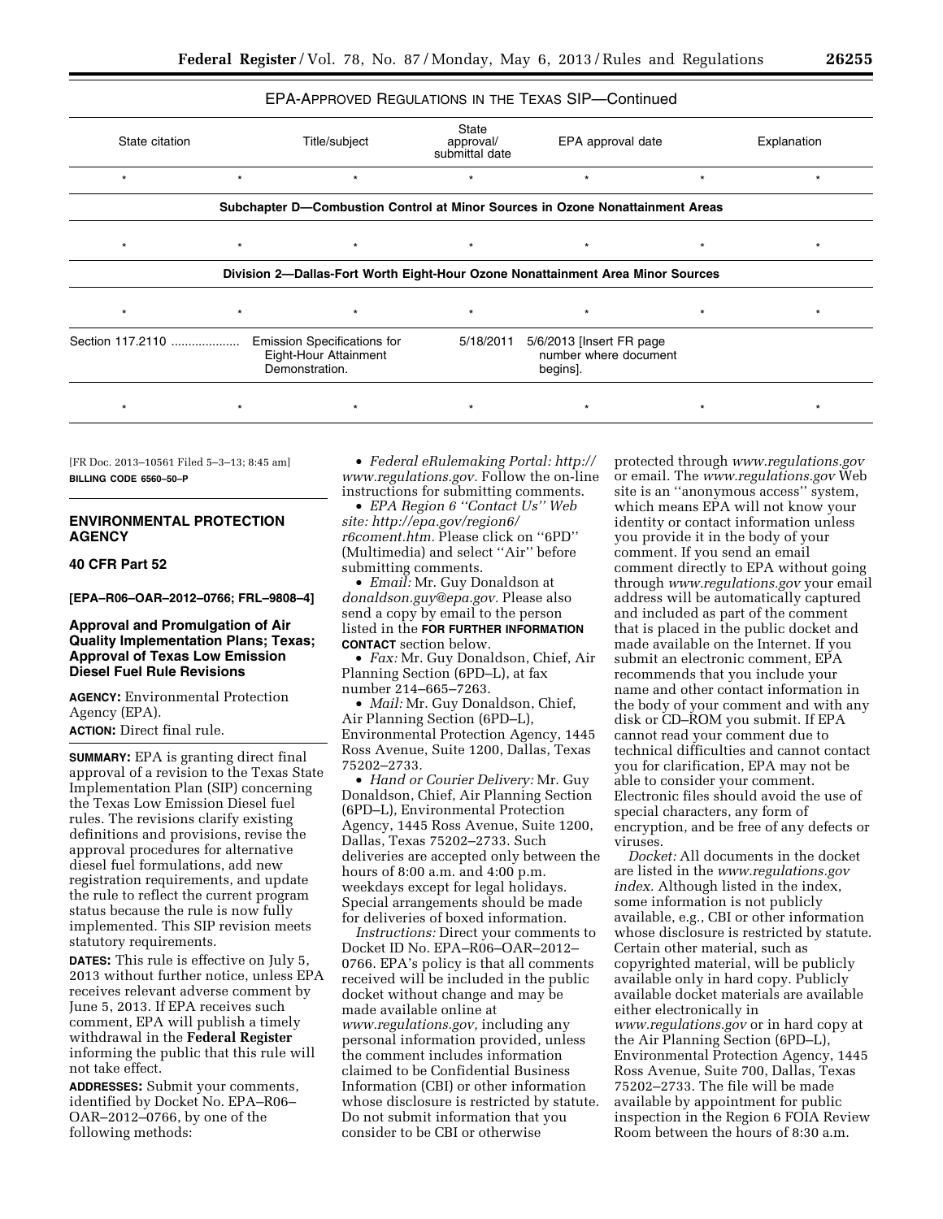EPA-APPROVED REGULATIONS IN THE TEXAS SIP—Continued

| State citation | Title/subject | State approval/ submittal date | EPA approval date | Explanation |
|---|---|---|---|---|
| * * * | * | * | * * | * |
| **Subchapter D—Combustion Control at Minor Sources in Ozone Nonattainment Areas** | | | | |
| * * * | * | * | * * | * |
| **Division 2—Dallas-Fort Worth Eight-Hour Ozone Nonattainment Area Minor Sources** | | | | |
| * * * | * | * | * * | * |
| Section 117.2110 .................... | Emission Specifications for Eight-Hour Attainment Demonstration. | 5/18/2011 | 5/6/2013 [Insert FR page number where document begins]. | |
| * * * | * | * | * * | * |

[FR Doc. 2013–10561 Filed 5–3–13; 8:45 am]

**BILLING CODE 6560–50–P**

## ENVIRONMENTAL PROTECTION AGENCY

### 40 CFR Part 52

**[EPA–R06–OAR–2012–0766; FRL–9808–4]**

### Approval and Promulgation of Air Quality Implementation Plans; Texas; Approval of Texas Low Emission Diesel Fuel Rule Revisions

**AGENCY:** Environmental Protection Agency (EPA).

**ACTION:** Direct final rule.

**SUMMARY:** EPA is granting direct final approval of a revision to the Texas State Implementation Plan (SIP) concerning the Texas Low Emission Diesel fuel rules. The revisions clarify existing definitions and provisions, revise the approval procedures for alternative diesel fuel formulations, add new registration requirements, and update the rule to reflect the current program status because the rule is now fully implemented. This SIP revision meets statutory requirements.

**DATES:** This rule is effective on July 5, 2013 without further notice, unless EPA receives relevant adverse comment by June 5, 2013. If EPA receives such comment, EPA will publish a timely withdrawal in the **Federal Register** informing the public that this rule will not take effect.

**ADDRESSES:** Submit your comments, identified by Docket No. EPA–R06–OAR–2012–0766, by one of the following methods:

- *Federal eRulemaking Portal: http://www.regulations.gov.* Follow the on-line instructions for submitting comments.
- *EPA Region 6 "Contact Us" Web site: http://epa.gov/region6/r6coment.htm.* Please click on "6PD" (Multimedia) and select "Air" before submitting comments.
- *Email:* Mr. Guy Donaldson at *donaldson.guy@epa.gov.* Please also send a copy by email to the person listed in the **FOR FURTHER INFORMATION CONTACT** section below.
- *Fax:* Mr. Guy Donaldson, Chief, Air Planning Section (6PD–L), at fax number 214–665–7263.
- *Mail:* Mr. Guy Donaldson, Chief, Air Planning Section (6PD–L), Environmental Protection Agency, 1445 Ross Avenue, Suite 1200, Dallas, Texas 75202–2733.
- *Hand or Courier Delivery:* Mr. Guy Donaldson, Chief, Air Planning Section (6PD–L), Environmental Protection Agency, 1445 Ross Avenue, Suite 1200, Dallas, Texas 75202–2733. Such deliveries are accepted only between the hours of 8:00 a.m. and 4:00 p.m. weekdays except for legal holidays. Special arrangements should be made for deliveries of boxed information.

*Instructions:* Direct your comments to Docket ID No. EPA–R06–OAR–2012–0766. EPA's policy is that all comments received will be included in the public docket without change and may be made available online at *www.regulations.gov,* including any personal information provided, unless the comment includes information claimed to be Confidential Business Information (CBI) or other information whose disclosure is restricted by statute. Do not submit information that you consider to be CBI or otherwise protected through *www.regulations.gov* or email. The *www.regulations.gov* Web site is an "anonymous access" system, which means EPA will not know your identity or contact information unless you provide it in the body of your comment. If you send an email comment directly to EPA without going through *www.regulations.gov* your email address will be automatically captured and included as part of the comment that is placed in the public docket and made available on the Internet. If you submit an electronic comment, EPA recommends that you include your name and other contact information in the body of your comment and with any disk or CD–ROM you submit. If EPA cannot read your comment due to technical difficulties and cannot contact you for clarification, EPA may not be able to consider your comment. Electronic files should avoid the use of special characters, any form of encryption, and be free of any defects or viruses.

*Docket:* All documents in the docket are listed in the *www.regulations.gov index.* Although listed in the index, some information is not publicly available, e.g., CBI or other information whose disclosure is restricted by statute. Certain other material, such as copyrighted material, will be publicly available only in hard copy. Publicly available docket materials are available either electronically in *www.regulations.gov* or in hard copy at the Air Planning Section (6PD–L), Environmental Protection Agency, 1445 Ross Avenue, Suite 700, Dallas, Texas 75202–2733. The file will be made available by appointment for public inspection in the Region 6 FOIA Review Room between the hours of 8:30 a.m.